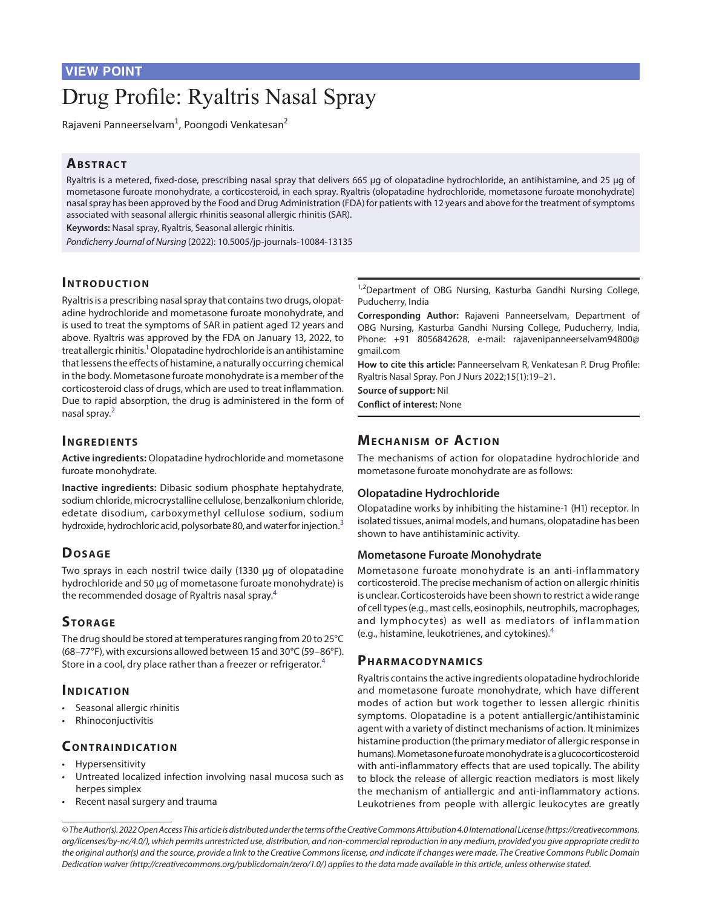VIEW POINT

# Drug Profile: Ryaltris Nasal Spray

Rajaveni Panneerselvam[1], Poongodi Venkatesan[2]

## Abstract

Ryaltris is a metered, fixed-dose, prescribing nasal spray that delivers 665 µg of olopatadine hydrochloride, an antihistamine, and 25 µg of mometasone furoate monohydrate, a corticosteroid, in each spray. Ryaltris (olopatadine hydrochloride, mometasone furoate monohydrate) nasal spray has been approved by the Food and Drug Administration (FDA) for patients with 12 years and above for the treatment of symptoms associated with seasonal allergic rhinitis seasonal allergic rhinitis (SAR).

**Keywords:** Nasal spray, Ryaltris, Seasonal allergic rhinitis.

*Pondicherry Journal of Nursing* (2022): 10.5005/jp-journals-10084-13135

## Introduction

Ryaltris is a prescribing nasal spray that contains two drugs, olopatadine hydrochloride and mometasone furoate monohydrate, and is used to treat the symptoms of SAR in patient aged 12 years and above. Ryaltris was approved by the FDA on January 13, 2022, to treat allergic rhinitis.[1] Olopatadine hydrochloride is an antihistamine that lessens the effects of histamine, a naturally occurring chemical in the body. Mometasone furoate monohydrate is a member of the corticosteroid class of drugs, which are used to treat inflammation. Due to rapid absorption, the drug is administered in the form of nasal spray.[2]

[1,2]Department of OBG Nursing, Kasturba Gandhi Nursing College, Puducherry, India

**Corresponding Author:** Rajaveni Panneerselvam, Department of OBG Nursing, Kasturba Gandhi Nursing College, Puducherry, India, Phone: +91 8056842628, e-mail: rajavenipanneerselvam94800@gmail.com

**How to cite this article:** Panneerselvam R, Venkatesan P. Drug Profile: Ryaltris Nasal Spray. Pon J Nurs 2022;15(1):19–21.

**Source of support:** Nil

**Conflict of interest:** None

## Ingredients

**Active ingredients:** Olopatadine hydrochloride and mometasone furoate monohydrate.

**Inactive ingredients:** Dibasic sodium phosphate heptahydrate, sodium chloride, microcrystalline cellulose, benzalkonium chloride, edetate disodium, carboxymethyl cellulose sodium, sodium hydroxide, hydrochloric acid, polysorbate 80, and water for injection.[3]

## Dosage

Two sprays in each nostril twice daily (1330 µg of olopatadine hydrochloride and 50 µg of mometasone furoate monohydrate) is the recommended dosage of Ryaltris nasal spray.[4]

## Storage

The drug should be stored at temperatures ranging from 20 to 25°C (68–77°F), with excursions allowed between 15 and 30°C (59–86°F). Store in a cool, dry place rather than a freezer or refrigerator.[4]

## Indication

- Seasonal allergic rhinitis
- Rhinoconjuctivitis

## Contraindication

- Hypersensitivity
- Untreated localized infection involving nasal mucosa such as herpes simplex
- Recent nasal surgery and trauma

## Mechanism of Action

The mechanisms of action for olopatadine hydrochloride and mometasone furoate monohydrate are as follows:

### Olopatadine Hydrochloride

Olopatadine works by inhibiting the histamine-1 (H1) receptor. In isolated tissues, animal models, and humans, olopatadine has been shown to have antihistaminic activity.

### Mometasone Furoate Monohydrate

Mometasone furoate monohydrate is an anti-inflammatory corticosteroid. The precise mechanism of action on allergic rhinitis is unclear. Corticosteroids have been shown to restrict a wide range of cell types (e.g., mast cells, eosinophils, neutrophils, macrophages, and lymphocytes) as well as mediators of inflammation (e.g., histamine, leukotrienes, and cytokines).[4]

## Pharmacodynamics

Ryaltris contains the active ingredients olopatadine hydrochloride and mometasone furoate monohydrate, which have different modes of action but work together to lessen allergic rhinitis symptoms. Olopatadine is a potent antiallergic/antihistaminic agent with a variety of distinct mechanisms of action. It minimizes histamine production (the primary mediator of allergic response in humans). Mometasone furoate monohydrate is a glucocorticosteroid with anti-inflammatory effects that are used topically. The ability to block the release of allergic reaction mediators is most likely the mechanism of antiallergic and anti-inflammatory actions. Leukotrienes from people with allergic leukocytes are greatly

*© The Author(s). 2022 Open Access This article is distributed under the terms of the Creative Commons Attribution 4.0 International License (https://creativecommons.org/licenses/by-nc/4.0/), which permits unrestricted use, distribution, and non-commercial reproduction in any medium, provided you give appropriate credit to the original author(s) and the source, provide a link to the Creative Commons license, and indicate if changes were made. The Creative Commons Public Domain Dedication waiver (http://creativecommons.org/publicdomain/zero/1.0/) applies to the data made available in this article, unless otherwise stated.*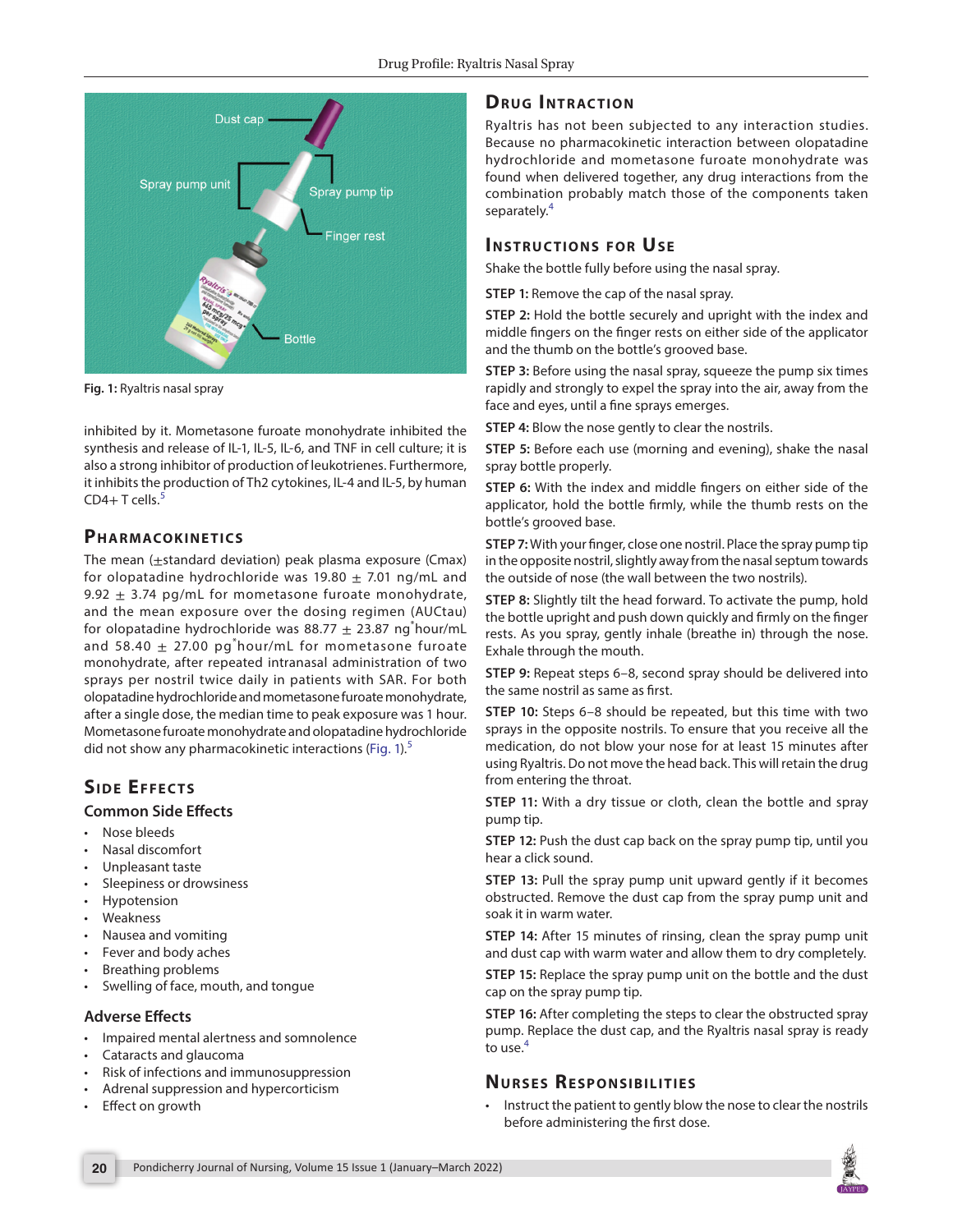Fig. 1: Ryaltris nasal spray

inhibited by it. Mometasone furoate monohydrate inhibited the synthesis and release of IL-1, IL-5, IL-6, and TNF in cell culture; it is also a strong inhibitor of production of leukotrienes. Furthermore, it inhibits the production of Th2 cytokines, IL-4 and IL-5, by human CD4+ T cells.[5]

## Pharmacokinetics

The mean (±standard deviation) peak plasma exposure (Cmax) for olopatadine hydrochloride was 19.80 ± 7.01 ng/mL and 9.92 ± 3.74 pg/mL for mometasone furoate monohydrate, and the mean exposure over the dosing regimen (AUCtau) for olopatadine hydrochloride was 88.77 ± 23.87 ng*hour/mL and 58.40 ± 27.00 pg*hour/mL for mometasone furoate monohydrate, after repeated intranasal administration of two sprays per nostril twice daily in patients with SAR. For both olopatadine hydrochloride and mometasone furoate monohydrate, after a single dose, the median time to peak exposure was 1 hour. Mometasone furoate monohydrate and olopatadine hydrochloride did not show any pharmacokinetic interactions (Fig. 1).[5]

## Side Effects

### Common Side Effects

- Nose bleeds
- Nasal discomfort
- Unpleasant taste
- Sleepiness or drowsiness
- Hypotension
- Weakness
- Nausea and vomiting
- Fever and body aches
- Breathing problems
- Swelling of face, mouth, and tongue

### Adverse Effects

- Impaired mental alertness and somnolence
- Cataracts and glaucoma
- Risk of infections and immunosuppression
- Adrenal suppression and hypercorticism
- Effect on growth

## Drug Intraction

Ryaltris has not been subjected to any interaction studies. Because no pharmacokinetic interaction between olopatadine hydrochloride and mometasone furoate monohydrate was found when delivered together, any drug interactions from the combination probably match those of the components taken separately.[4]

## Instructions for Use

Shake the bottle fully before using the nasal spray.

**STEP 1:** Remove the cap of the nasal spray.

**STEP 2:** Hold the bottle securely and upright with the index and middle fingers on the finger rests on either side of the applicator and the thumb on the bottle's grooved base.

**STEP 3:** Before using the nasal spray, squeeze the pump six times rapidly and strongly to expel the spray into the air, away from the face and eyes, until a fine sprays emerges.

**STEP 4:** Blow the nose gently to clear the nostrils.

**STEP 5:** Before each use (morning and evening), shake the nasal spray bottle properly.

**STEP 6:** With the index and middle fingers on either side of the applicator, hold the bottle firmly, while the thumb rests on the bottle's grooved base.

**STEP 7:** With your finger, close one nostril. Place the spray pump tip in the opposite nostril, slightly away from the nasal septum towards the outside of nose (the wall between the two nostrils).

**STEP 8:** Slightly tilt the head forward. To activate the pump, hold the bottle upright and push down quickly and firmly on the finger rests. As you spray, gently inhale (breathe in) through the nose. Exhale through the mouth.

**STEP 9:** Repeat steps 6–8, second spray should be delivered into the same nostril as same as first.

**STEP 10:** Steps 6–8 should be repeated, but this time with two sprays in the opposite nostrils. To ensure that you receive all the medication, do not blow your nose for at least 15 minutes after using Ryaltris. Do not move the head back. This will retain the drug from entering the throat.

**STEP 11:** With a dry tissue or cloth, clean the bottle and spray pump tip.

**STEP 12:** Push the dust cap back on the spray pump tip, until you hear a click sound.

**STEP 13:** Pull the spray pump unit upward gently if it becomes obstructed. Remove the dust cap from the spray pump unit and soak it in warm water.

**STEP 14:** After 15 minutes of rinsing, clean the spray pump unit and dust cap with warm water and allow them to dry completely.

**STEP 15:** Replace the spray pump unit on the bottle and the dust cap on the spray pump tip.

**STEP 16:** After completing the steps to clear the obstructed spray pump. Replace the dust cap, and the Ryaltris nasal spray is ready to use.[4]

## Nurses Responsibilities

- Instruct the patient to gently blow the nose to clear the nostrils before administering the first dose.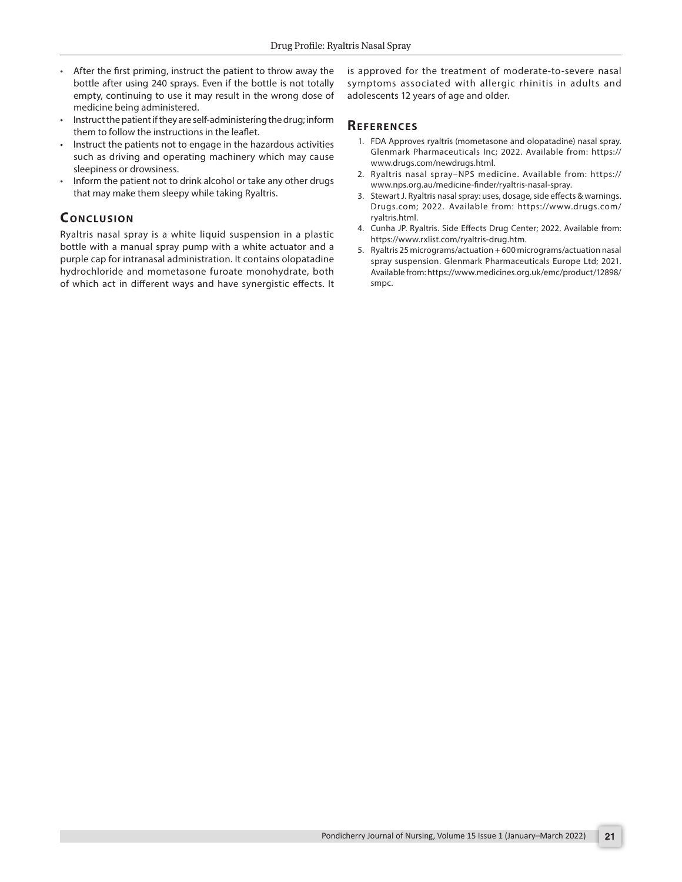- After the first priming, instruct the patient to throw away the bottle after using 240 sprays. Even if the bottle is not totally empty, continuing to use it may result in the wrong dose of medicine being administered.
- Instruct the patient if they are self-administering the drug; inform them to follow the instructions in the leaflet.
- Instruct the patients not to engage in the hazardous activities such as driving and operating machinery which may cause sleepiness or drowsiness.
- Inform the patient not to drink alcohol or take any other drugs that may make them sleepy while taking Ryaltris.

## Conclusion

Ryaltris nasal spray is a white liquid suspension in a plastic bottle with a manual spray pump with a white actuator and a purple cap for intranasal administration. It contains olopatadine hydrochloride and mometasone furoate monohydrate, both of which act in different ways and have synergistic effects. It is approved for the treatment of moderate-to-severe nasal symptoms associated with allergic rhinitis in adults and adolescents 12 years of age and older.

## References

1. FDA Approves ryaltris (mometasone and olopatadine) nasal spray. Glenmark Pharmaceuticals Inc; 2022. Available from: https://www.drugs.com/newdrugs.html.
2. Ryaltris nasal spray–NPS medicine. Available from: https://www.nps.org.au/medicine-finder/ryaltris-nasal-spray.
3. Stewart J. Ryaltris nasal spray: uses, dosage, side effects & warnings. Drugs.com; 2022. Available from: https://www.drugs.com/ryaltris.html.
4. Cunha JP. Ryaltris. Side Effects Drug Center; 2022. Available from: https://www.rxlist.com/ryaltris-drug.htm.
5. Ryaltris 25 micrograms/actuation + 600 micrograms/actuation nasal spray suspension. Glenmark Pharmaceuticals Europe Ltd; 2021. Available from: https://www.medicines.org.uk/emc/product/12898/smpc.